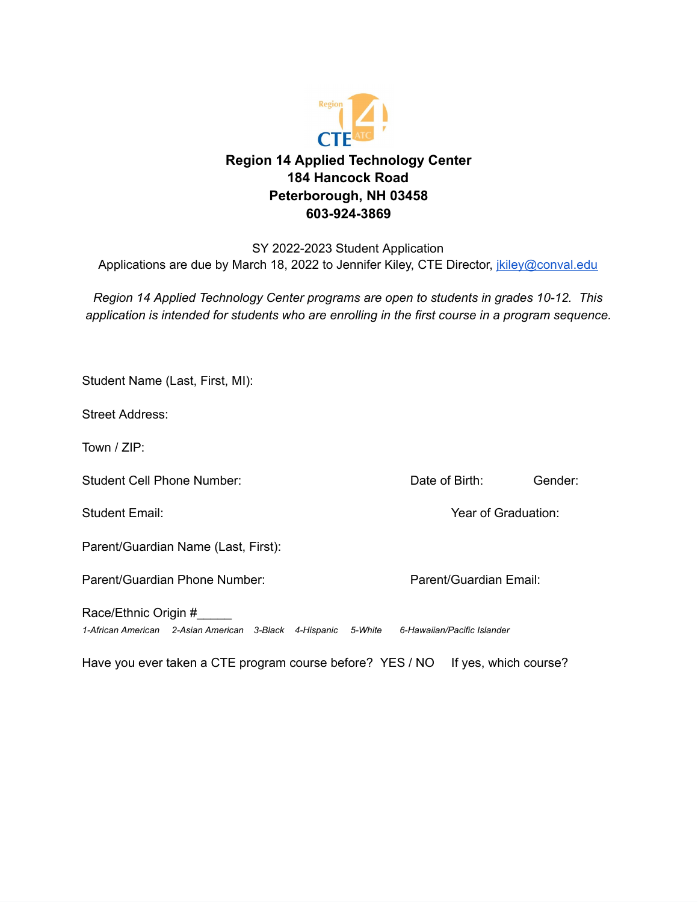**Region 14 Applied Technology Center**
**184 Hancock Road**
**Peterborough, NH 03458**
**603-924-3869**

SY 2022-2023 Student Application
Applications are due by March 18, 2022 to Jennifer Kiley, CTE Director, [jkiley@conval.edu](mailto:jkiley@conval.edu)

*Region 14 Applied Technology Center programs are open to students in grades 10-12. This application is intended for students who are enrolling in the first course in a program sequence.*

Student Name (Last, First, MI):

Street Address:

Town / ZIP:

Student Cell Phone Number: Date of Birth: Gender:

Student Email: Year of Graduation:

Parent/Guardian Name (Last, First):

Parent/Guardian Phone Number: Parent/Guardian Email:

Race/Ethnic Origin #_____
*1-African American 2-Asian American 3-Black 4-Hispanic 5-White 6-Hawaiian/Pacific Islander*

Have you ever taken a CTE program course before? YES / NO If yes, which course?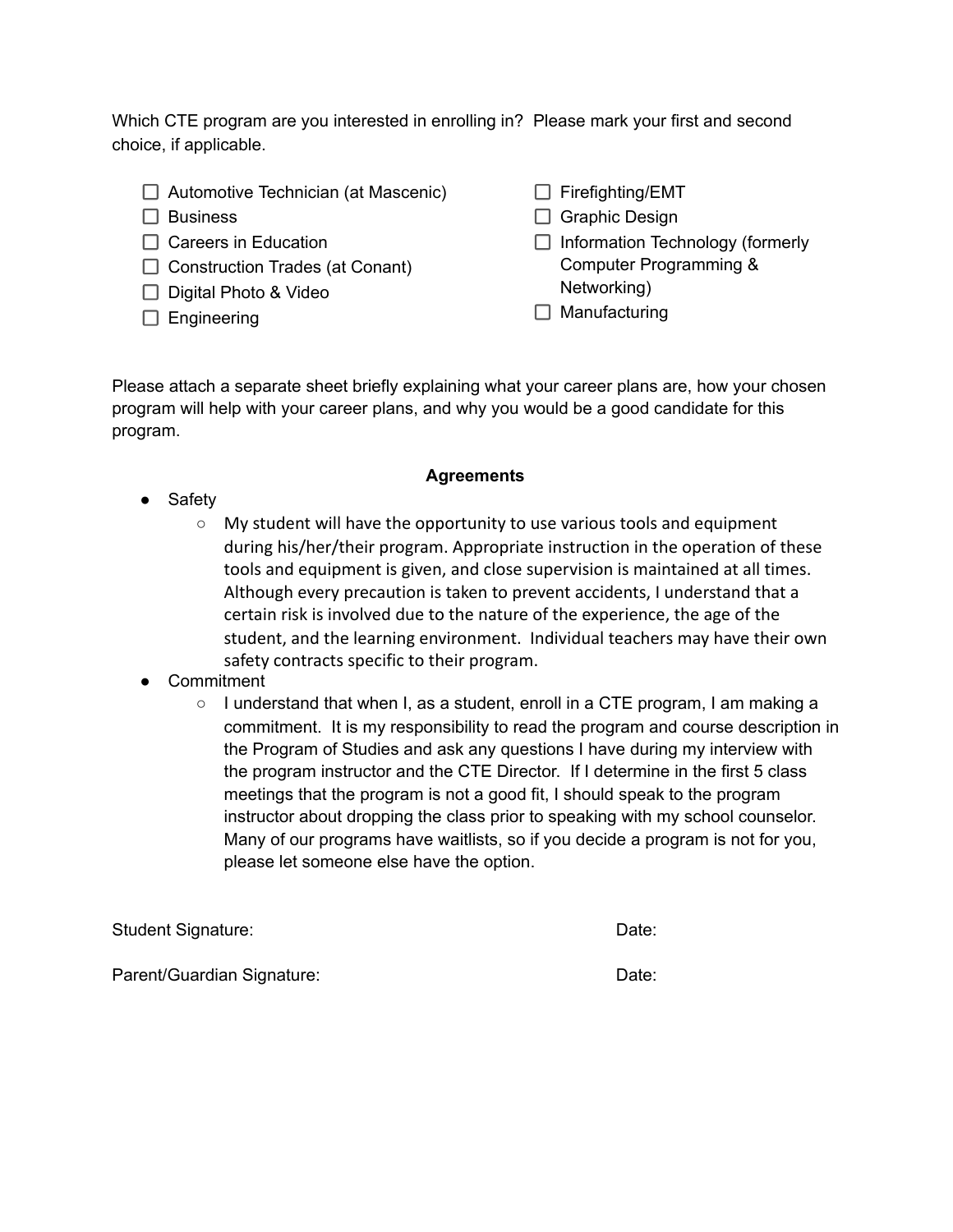Which CTE program are you interested in enrolling in? Please mark your first and second choice, if applicable.

- ☐ Automotive Technician (at Mascenic)
- ☐ Business
- ☐ Careers in Education
- ☐ Construction Trades (at Conant)
- ☐ Digital Photo & Video
- ☐ Engineering
- ☐ Firefighting/EMT
- ☐ Graphic Design
- ☐ Information Technology (formerly Computer Programming & Networking)
- ☐ Manufacturing

Please attach a separate sheet briefly explaining what your career plans are, how your chosen program will help with your career plans, and why you would be a good candidate for this program.

**Agreements**

- Safety
  - My student will have the opportunity to use various tools and equipment during his/her/their program. Appropriate instruction in the operation of these tools and equipment is given, and close supervision is maintained at all times. Although every precaution is taken to prevent accidents, I understand that a certain risk is involved due to the nature of the experience, the age of the student, and the learning environment. Individual teachers may have their own safety contracts specific to their program.
- Commitment
  - I understand that when I, as a student, enroll in a CTE program, I am making a commitment. It is my responsibility to read the program and course description in the Program of Studies and ask any questions I have during my interview with the program instructor and the CTE Director. If I determine in the first 5 class meetings that the program is not a good fit, I should speak to the program instructor about dropping the class prior to speaking with my school counselor. Many of our programs have waitlists, so if you decide a program is not for you, please let someone else have the option.

Student Signature: Date:

Parent/Guardian Signature: Date: